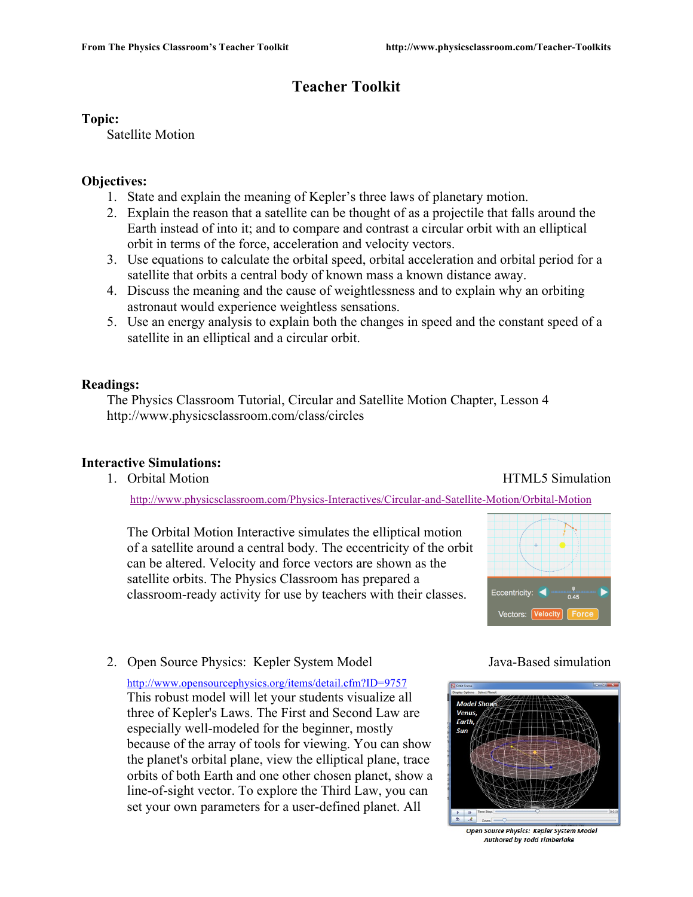# Teacher Toolkit

**Topic:**

Satellite Motion

**Objectives:**

1. State and explain the meaning of Kepler's three laws of planetary motion.
2. Explain the reason that a satellite can be thought of as a projectile that falls around the Earth instead of into it; and to compare and contrast a circular orbit with an elliptical orbit in terms of the force, acceleration and velocity vectors.
3. Use equations to calculate the orbital speed, orbital acceleration and orbital period for a satellite that orbits a central body of known mass a known distance away.
4. Discuss the meaning and the cause of weightlessness and to explain why an orbiting astronaut would experience weightless sensations.
5. Use an energy analysis to explain both the changes in speed and the constant speed of a satellite in an elliptical and a circular orbit.

**Readings:**

The Physics Classroom Tutorial, Circular and Satellite Motion Chapter, Lesson 4
http://www.physicsclassroom.com/class/circles

**Interactive Simulations:**

1. Orbital Motion — HTML5 Simulation

   http://www.physicsclassroom.com/Physics-Interactives/Circular-and-Satellite-Motion/Orbital-Motion

   The Orbital Motion Interactive simulates the elliptical motion of a satellite around a central body. The eccentricity of the orbit can be altered. Velocity and force vectors are shown as the satellite orbits. The Physics Classroom has prepared a classroom-ready activity for use by teachers with their classes.

2. Open Source Physics: Kepler System Model — Java-Based simulation

   http://www.opensourcephysics.org/items/detail.cfm?ID=9757

   This robust model will let your students visualize all three of Kepler's Laws. The First and Second Law are especially well-modeled for the beginner, mostly because of the array of tools for viewing. You can show the planet's orbital plane, view the elliptical plane, trace orbits of both Earth and one other chosen planet, show a line-of-sight vector. To explore the Third Law, you can set your own parameters for a user-defined planet. All

   *Open Source Physics: Kepler System Model*
   *Authored by Todd Timberlake*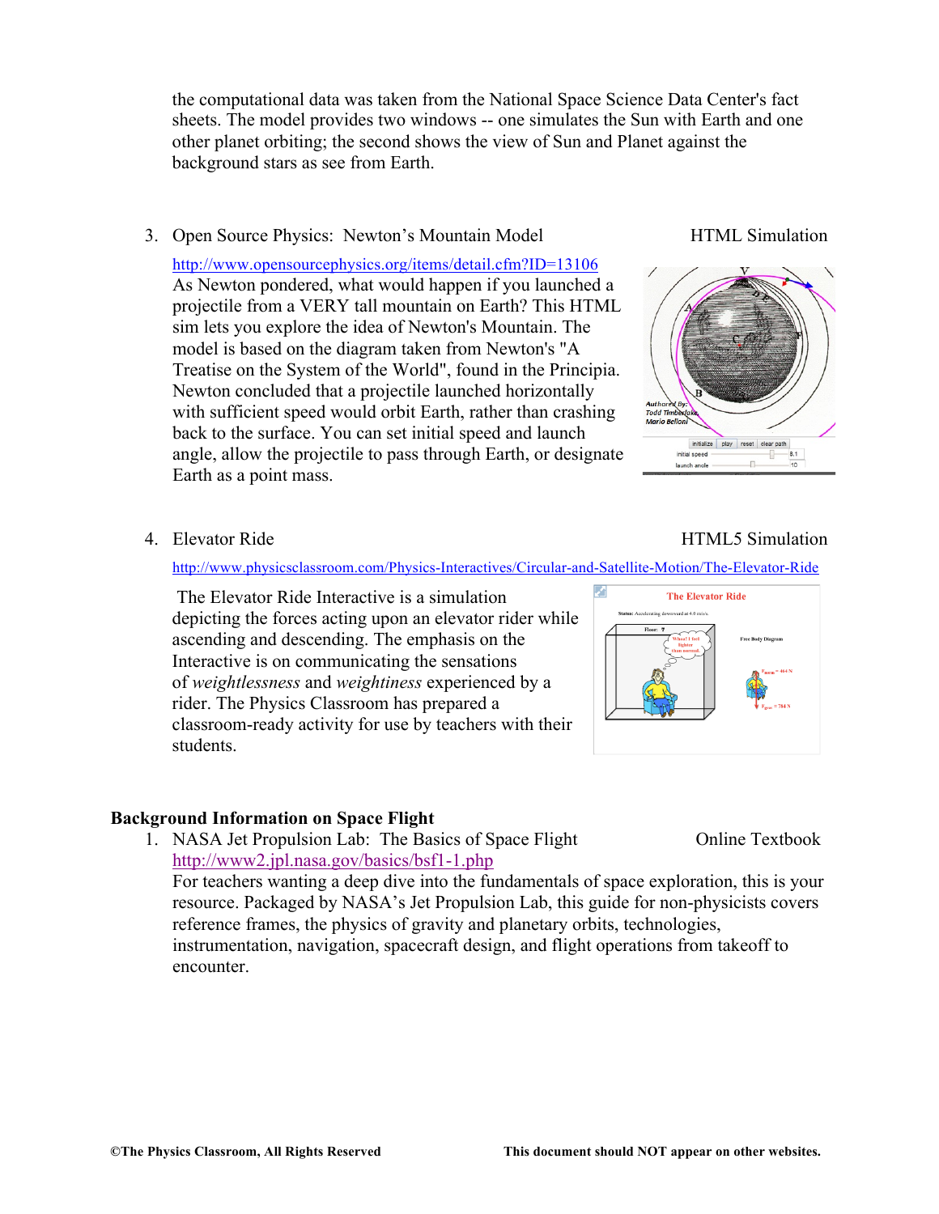the computational data was taken from the National Space Science Data Center's fact sheets. The model provides two windows -- one simulates the Sun with Earth and one other planet orbiting; the second shows the view of Sun and Planet against the background stars as see from Earth.

3. Open Source Physics: Newton's Mountain Model — HTML Simulation

   http://www.opensourcephysics.org/items/detail.cfm?ID=13106
   As Newton pondered, what would happen if you launched a projectile from a VERY tall mountain on Earth? This HTML sim lets you explore the idea of Newton's Mountain. The model is based on the diagram taken from Newton's "A Treatise on the System of the World", found in the Principia. Newton concluded that a projectile launched horizontally with sufficient speed would orbit Earth, rather than crashing back to the surface. You can set initial speed and launch angle, allow the projectile to pass through Earth, or designate Earth as a point mass.

4. Elevator Ride — HTML5 Simulation

   http://www.physicsclassroom.com/Physics-Interactives/Circular-and-Satellite-Motion/The-Elevator-Ride
   The Elevator Ride Interactive is a simulation depicting the forces acting upon an elevator rider while ascending and descending. The emphasis on the Interactive is on communicating the sensations of *weightlessness* and *weightiness* experienced by a rider. The Physics Classroom has prepared a classroom-ready activity for use by teachers with their students.

**Background Information on Space Flight**

1. NASA Jet Propulsion Lab: The Basics of Space Flight — Online Textbook

   http://www2.jpl.nasa.gov/basics/bsf1-1.php
   For teachers wanting a deep dive into the fundamentals of space exploration, this is your resource. Packaged by NASA's Jet Propulsion Lab, this guide for non-physicists covers reference frames, the physics of gravity and planetary orbits, technologies, instrumentation, navigation, spacecraft design, and flight operations from takeoff to encounter.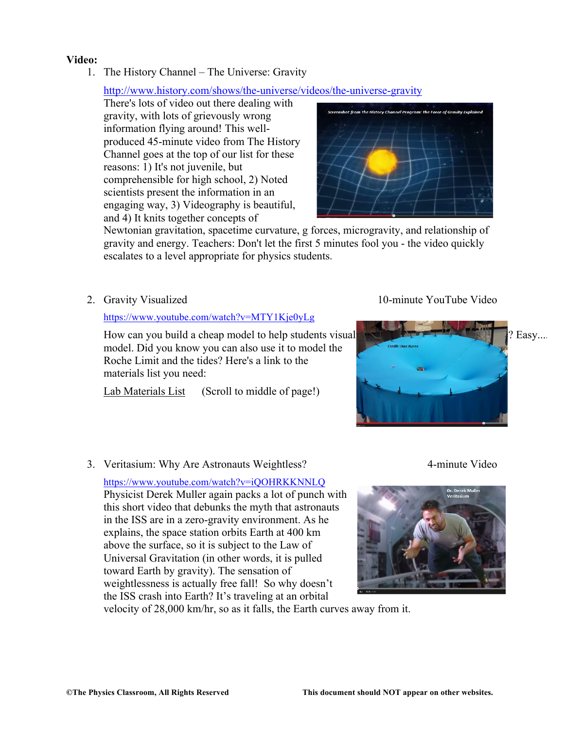**Video:**

1. The History Channel – The Universe: Gravity

   http://www.history.com/shows/the-universe/videos/the-universe-gravity

   There's lots of video out there dealing with gravity, with lots of grievously wrong information flying around! This well-produced 45-minute video from The History Channel goes at the top of our list for these reasons: 1) It's not juvenile, but comprehensible for high school, 2) Noted scientists present the information in an engaging way, 3) Videography is beautiful, and 4) It knits together concepts of Newtonian gravitation, spacetime curvature, g forces, microgravity, and relationship of gravity and energy. Teachers: Don't let the first 5 minutes fool you - the video quickly escalates to a level appropriate for physics students.

2. Gravity Visualized — 10-minute YouTube Video

   https://www.youtube.com/watch?v=MTY1Kje0yLg

   How can you build a cheap model to help students visual? Easy.... model. Did you know you can also use it to model the Roche Limit and the tides? Here's a link to the materials list you need:

   Lab Materials List (Scroll to middle of page!)

3. Veritasium: Why Are Astronauts Weightless? — 4-minute Video

   https://www.youtube.com/watch?v=iQOHRKKNNLQ

   Physicist Derek Muller again packs a lot of punch with this short video that debunks the myth that astronauts in the ISS are in a zero-gravity environment. As he explains, the space station orbits Earth at 400 km above the surface, so it is subject to the Law of Universal Gravitation (in other words, it is pulled toward Earth by gravity). The sensation of weightlessness is actually free fall! So why doesn't the ISS crash into Earth? It's traveling at an orbital velocity of 28,000 km/hr, so as it falls, the Earth curves away from it.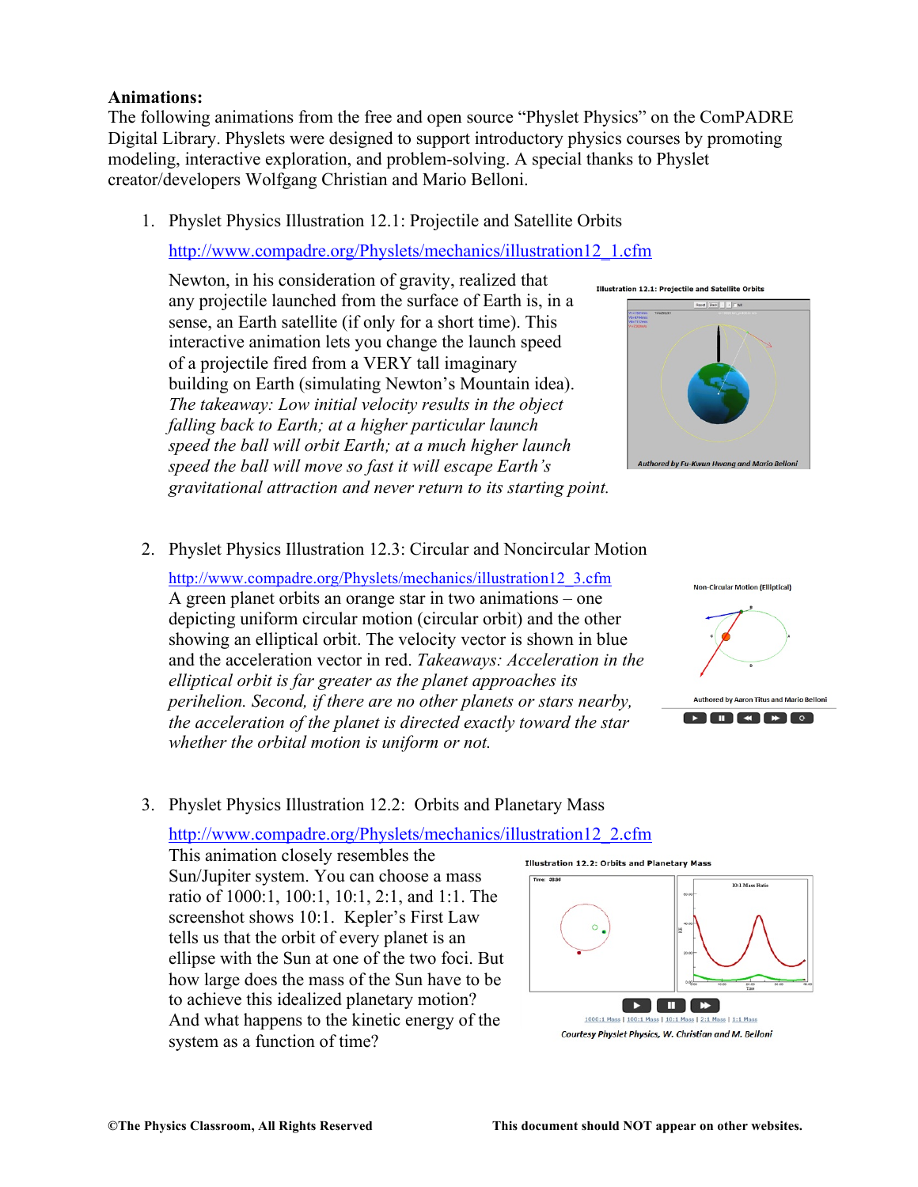**Animations:**
The following animations from the free and open source "Physlet Physics" on the ComPADRE Digital Library. Physlets were designed to support introductory physics courses by promoting modeling, interactive exploration, and problem-solving. A special thanks to Physlet creator/developers Wolfgang Christian and Mario Belloni.

1. Physlet Physics Illustration 12.1: Projectile and Satellite Orbits

   http://www.compadre.org/Physlets/mechanics/illustration12_1.cfm

   Newton, in his consideration of gravity, realized that any projectile launched from the surface of Earth is, in a sense, an Earth satellite (if only for a short time). This interactive animation lets you change the launch speed of a projectile fired from a VERY tall imaginary building on Earth (simulating Newton's Mountain idea). *The takeaway: Low initial velocity results in the object falling back to Earth; at a higher particular launch speed the ball will orbit Earth; at a much higher launch speed the ball will move so fast it will escape Earth's gravitational attraction and never return to its starting point.*

2. Physlet Physics Illustration 12.3: Circular and Noncircular Motion

   http://www.compadre.org/Physlets/mechanics/illustration12_3.cfm
   A green planet orbits an orange star in two animations – one depicting uniform circular motion (circular orbit) and the other showing an elliptical orbit. The velocity vector is shown in blue and the acceleration vector in red. *Takeaways: Acceleration in the elliptical orbit is far greater as the planet approaches its perihelion. Second, if there are no other planets or stars nearby, the acceleration of the planet is directed exactly toward the star whether the orbital motion is uniform or not.*

3. Physlet Physics Illustration 12.2: Orbits and Planetary Mass

   http://www.compadre.org/Physlets/mechanics/illustration12_2.cfm
   This animation closely resembles the Sun/Jupiter system. You can choose a mass ratio of 1000:1, 100:1, 10:1, 2:1, and 1:1. The screenshot shows 10:1. Kepler's First Law tells us that the orbit of every planet is an ellipse with the Sun at one of the two foci. But how large does the mass of the Sun have to be to achieve this idealized planetary motion? And what happens to the kinetic energy of the system as a function of time?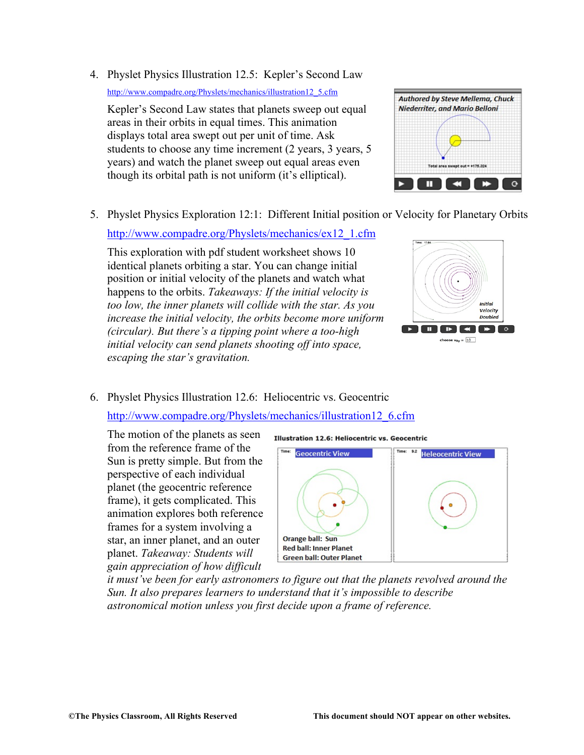4. Physlet Physics Illustration 12.5: Kepler's Second Law

   http://www.compadre.org/Physlets/mechanics/illustration12_5.cfm

   Kepler's Second Law states that planets sweep out equal areas in their orbits in equal times. This animation displays total area swept out per unit of time. Ask students to choose any time increment (2 years, 3 years, 5 years) and watch the planet sweep out equal areas even though its orbital path is not uniform (it's elliptical).

5. Physlet Physics Exploration 12:1: Different Initial position or Velocity for Planetary Orbits

   http://www.compadre.org/Physlets/mechanics/ex12_1.cfm

   This exploration with pdf student worksheet shows 10 identical planets orbiting a star. You can change initial position or initial velocity of the planets and watch what happens to the orbits. *Takeaways: If the initial velocity is too low, the inner planets will collide with the star. As you increase the initial velocity, the orbits become more uniform (circular). But there's a tipping point where a too-high initial velocity can send planets shooting off into space, escaping the star's gravitation.*

6. Physlet Physics Illustration 12.6: Heliocentric vs. Geocentric

   http://www.compadre.org/Physlets/mechanics/illustration12_6.cfm

   The motion of the planets as seen from the reference frame of the Sun is pretty simple. But from the perspective of each individual planet (the geocentric reference frame), it gets complicated. This animation explores both reference frames for a system involving a star, an inner planet, and an outer planet. *Takeaway: Students will gain appreciation of how difficult it must've been for early astronomers to figure out that the planets revolved around the Sun. It also prepares learners to understand that it's impossible to describe astronomical motion unless you first decide upon a frame of reference.*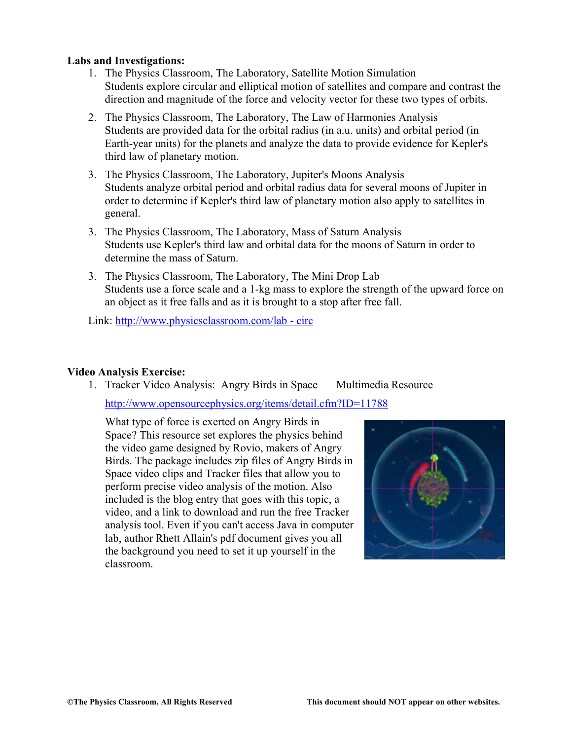**Labs and Investigations:**

1. The Physics Classroom, The Laboratory, Satellite Motion Simulation
   Students explore circular and elliptical motion of satellites and compare and contrast the direction and magnitude of the force and velocity vector for these two types of orbits.

2. The Physics Classroom, The Laboratory, The Law of Harmonies Analysis
   Students are provided data for the orbital radius (in a.u. units) and orbital period (in Earth-year units) for the planets and analyze the data to provide evidence for Kepler's third law of planetary motion.

3. The Physics Classroom, The Laboratory, Jupiter's Moons Analysis
   Students analyze orbital period and orbital radius data for several moons of Jupiter in order to determine if Kepler's third law of planetary motion also apply to satellites in general.

3. The Physics Classroom, The Laboratory, Mass of Saturn Analysis
   Students use Kepler's third law and orbital data for the moons of Saturn in order to determine the mass of Saturn.

3. The Physics Classroom, The Laboratory, The Mini Drop Lab
   Students use a force scale and a 1-kg mass to explore the strength of the upward force on an object as it free falls and as it is brought to a stop after free fall.

Link: http://www.physicsclassroom.com/lab - circ

**Video Analysis Exercise:**

1. Tracker Video Analysis: Angry Birds in Space     Multimedia Resource

   http://www.opensourcephysics.org/items/detail.cfm?ID=11788

   What type of force is exerted on Angry Birds in Space? This resource set explores the physics behind the video game designed by Rovio, makers of Angry Birds. The package includes zip files of Angry Birds in Space video clips and Tracker files that allow you to perform precise video analysis of the motion. Also included is the blog entry that goes with this topic, a video, and a link to download and run the free Tracker analysis tool. Even if you can't access Java in computer lab, author Rhett Allain's pdf document gives you all the background you need to set it up yourself in the classroom.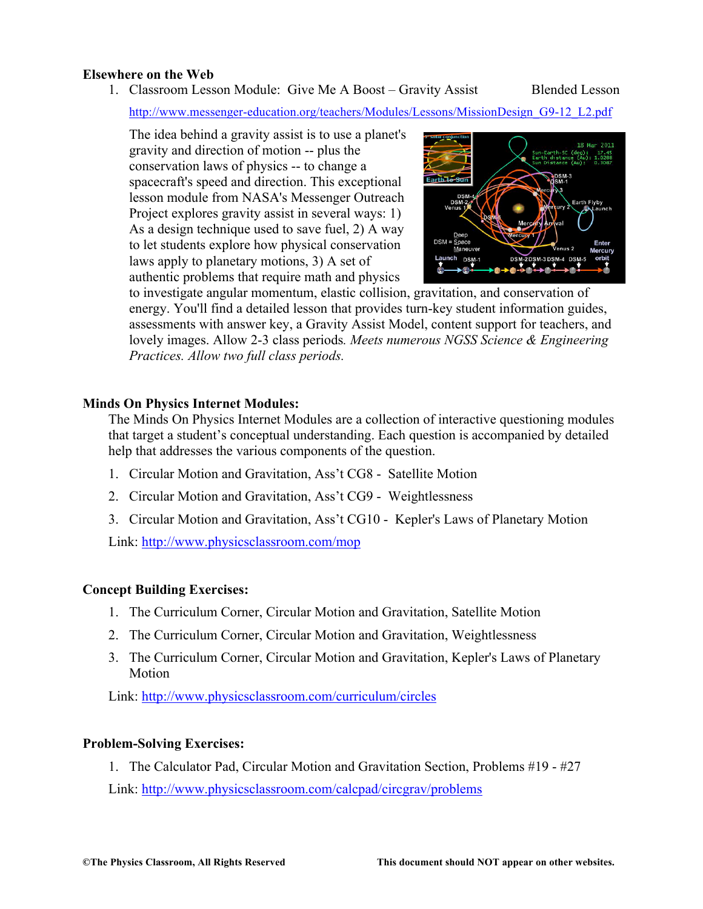**Elsewhere on the Web**

1. Classroom Lesson Module: Give Me A Boost – Gravity Assist Blended Lesson

   http://www.messenger-education.org/teachers/Modules/Lessons/MissionDesign_G9-12_L2.pdf

   The idea behind a gravity assist is to use a planet's gravity and direction of motion -- plus the conservation laws of physics -- to change a spacecraft's speed and direction. This exceptional lesson module from NASA's Messenger Outreach Project explores gravity assist in several ways: 1) As a design technique used to save fuel, 2) A way to let students explore how physical conservation laws apply to planetary motions, 3) A set of authentic problems that require math and physics to investigate angular momentum, elastic collision, gravitation, and conservation of energy. You'll find a detailed lesson that provides turn-key student information guides, assessments with answer key, a Gravity Assist Model, content support for teachers, and lovely images. Allow 2-3 class periods. *Meets numerous NGSS Science & Engineering Practices. Allow two full class periods.*

**Minds On Physics Internet Modules:**

The Minds On Physics Internet Modules are a collection of interactive questioning modules that target a student's conceptual understanding. Each question is accompanied by detailed help that addresses the various components of the question.

1. Circular Motion and Gravitation, Ass't CG8 - Satellite Motion
2. Circular Motion and Gravitation, Ass't CG9 - Weightlessness
3. Circular Motion and Gravitation, Ass't CG10 - Kepler's Laws of Planetary Motion

Link: http://www.physicsclassroom.com/mop

**Concept Building Exercises:**

1. The Curriculum Corner, Circular Motion and Gravitation, Satellite Motion
2. The Curriculum Corner, Circular Motion and Gravitation, Weightlessness
3. The Curriculum Corner, Circular Motion and Gravitation, Kepler's Laws of Planetary Motion

Link: http://www.physicsclassroom.com/curriculum/circles

**Problem-Solving Exercises:**

1. The Calculator Pad, Circular Motion and Gravitation Section, Problems #19 - #27

Link: http://www.physicsclassroom.com/calcpad/circgrav/problems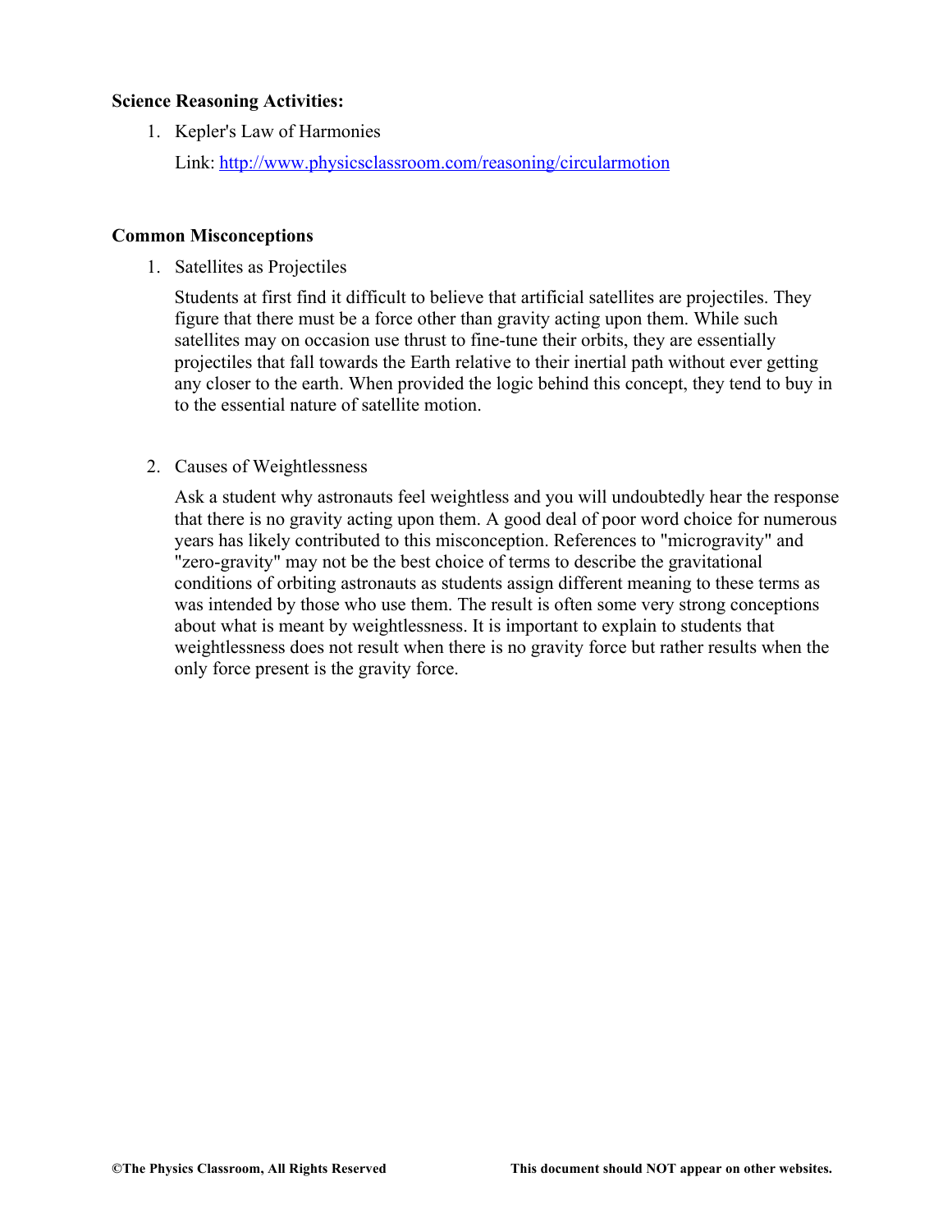**Science Reasoning Activities:**

1. Kepler's Law of Harmonies

   Link: [http://www.physicsclassroom.com/reasoning/circularmotion](http://www.physicsclassroom.com/reasoning/circularmotion)

**Common Misconceptions**

1. Satellites as Projectiles

   Students at first find it difficult to believe that artificial satellites are projectiles. They figure that there must be a force other than gravity acting upon them. While such satellites may on occasion use thrust to fine-tune their orbits, they are essentially projectiles that fall towards the Earth relative to their inertial path without ever getting any closer to the earth. When provided the logic behind this concept, they tend to buy in to the essential nature of satellite motion.

2. Causes of Weightlessness

   Ask a student why astronauts feel weightless and you will undoubtedly hear the response that there is no gravity acting upon them. A good deal of poor word choice for numerous years has likely contributed to this misconception. References to "microgravity" and "zero-gravity" may not be the best choice of terms to describe the gravitational conditions of orbiting astronauts as students assign different meaning to these terms as was intended by those who use them. The result is often some very strong conceptions about what is meant by weightlessness. It is important to explain to students that weightlessness does not result when there is no gravity force but rather results when the only force present is the gravity force.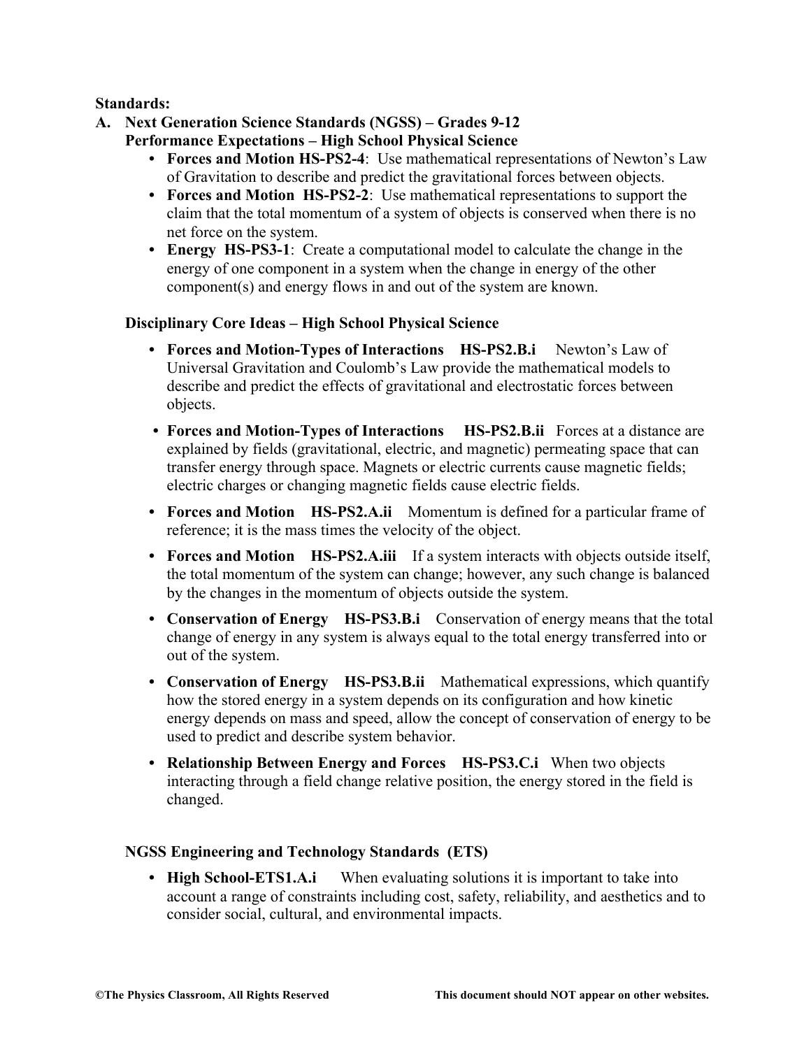**Standards:**

**A. Next Generation Science Standards (NGSS) – Grades 9-12**
**Performance Expectations – High School Physical Science**

- **Forces and Motion HS-PS2-4**: Use mathematical representations of Newton's Law of Gravitation to describe and predict the gravitational forces between objects.
- **Forces and Motion HS-PS2-2**: Use mathematical representations to support the claim that the total momentum of a system of objects is conserved when there is no net force on the system.
- **Energy HS-PS3-1**: Create a computational model to calculate the change in the energy of one component in a system when the change in energy of the other component(s) and energy flows in and out of the system are known.

**Disciplinary Core Ideas – High School Physical Science**

- **Forces and Motion-Types of Interactions HS-PS2.B.i** Newton's Law of Universal Gravitation and Coulomb's Law provide the mathematical models to describe and predict the effects of gravitational and electrostatic forces between objects.
- **Forces and Motion-Types of Interactions HS-PS2.B.ii** Forces at a distance are explained by fields (gravitational, electric, and magnetic) permeating space that can transfer energy through space. Magnets or electric currents cause magnetic fields; electric charges or changing magnetic fields cause electric fields.
- **Forces and Motion HS-PS2.A.ii** Momentum is defined for a particular frame of reference; it is the mass times the velocity of the object.
- **Forces and Motion HS-PS2.A.iii** If a system interacts with objects outside itself, the total momentum of the system can change; however, any such change is balanced by the changes in the momentum of objects outside the system.
- **Conservation of Energy HS-PS3.B.i** Conservation of energy means that the total change of energy in any system is always equal to the total energy transferred into or out of the system.
- **Conservation of Energy HS-PS3.B.ii** Mathematical expressions, which quantify how the stored energy in a system depends on its configuration and how kinetic energy depends on mass and speed, allow the concept of conservation of energy to be used to predict and describe system behavior.
- **Relationship Between Energy and Forces HS-PS3.C.i** When two objects interacting through a field change relative position, the energy stored in the field is changed.

**NGSS Engineering and Technology Standards (ETS)**

- **High School-ETS1.A.i** When evaluating solutions it is important to take into account a range of constraints including cost, safety, reliability, and aesthetics and to consider social, cultural, and environmental impacts.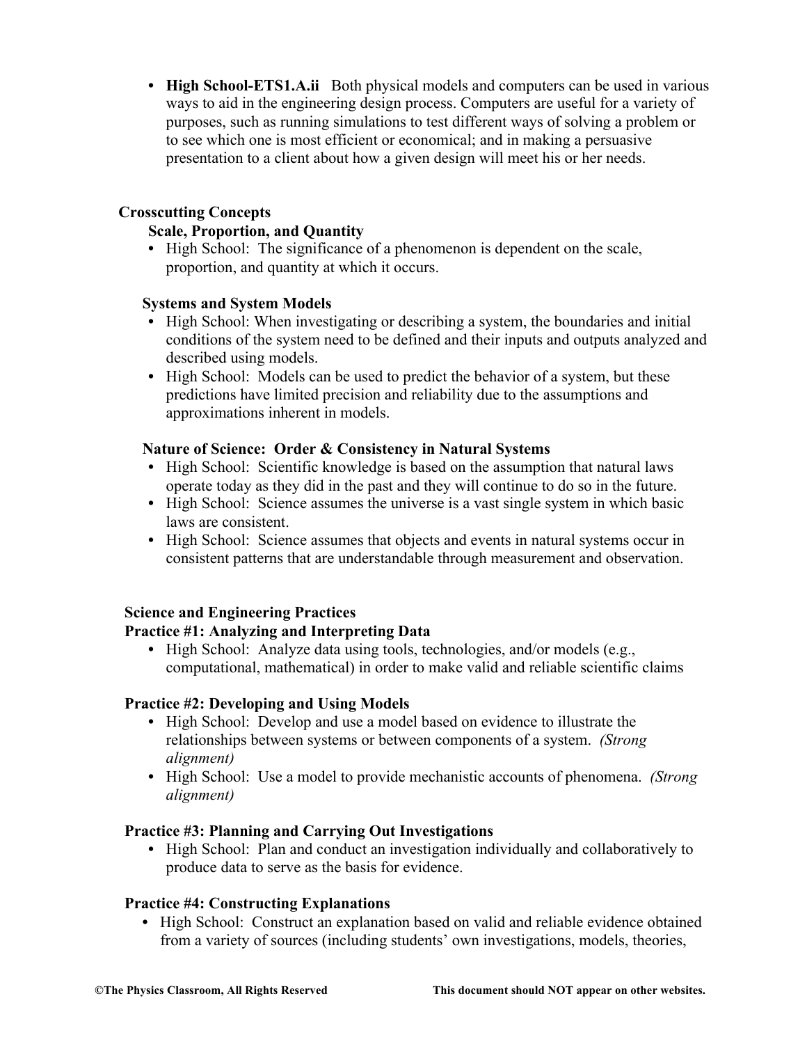- **High School-ETS1.A.ii** Both physical models and computers can be used in various ways to aid in the engineering design process. Computers are useful for a variety of purposes, such as running simulations to test different ways of solving a problem or to see which one is most efficient or economical; and in making a persuasive presentation to a client about how a given design will meet his or her needs.

## Crosscutting Concepts

### Scale, Proportion, and Quantity

- High School: The significance of a phenomenon is dependent on the scale, proportion, and quantity at which it occurs.

### Systems and System Models

- High School: When investigating or describing a system, the boundaries and initial conditions of the system need to be defined and their inputs and outputs analyzed and described using models.
- High School: Models can be used to predict the behavior of a system, but these predictions have limited precision and reliability due to the assumptions and approximations inherent in models.

### Nature of Science: Order & Consistency in Natural Systems

- High School: Scientific knowledge is based on the assumption that natural laws operate today as they did in the past and they will continue to do so in the future.
- High School: Science assumes the universe is a vast single system in which basic laws are consistent.
- High School: Science assumes that objects and events in natural systems occur in consistent patterns that are understandable through measurement and observation.

## Science and Engineering Practices

### Practice #1: Analyzing and Interpreting Data

- High School: Analyze data using tools, technologies, and/or models (e.g., computational, mathematical) in order to make valid and reliable scientific claims

### Practice #2: Developing and Using Models

- High School: Develop and use a model based on evidence to illustrate the relationships between systems or between components of a system. *(Strong alignment)*
- High School: Use a model to provide mechanistic accounts of phenomena. *(Strong alignment)*

### Practice #3: Planning and Carrying Out Investigations

- High School: Plan and conduct an investigation individually and collaboratively to produce data to serve as the basis for evidence.

### Practice #4: Constructing Explanations

- High School: Construct an explanation based on valid and reliable evidence obtained from a variety of sources (including students' own investigations, models, theories,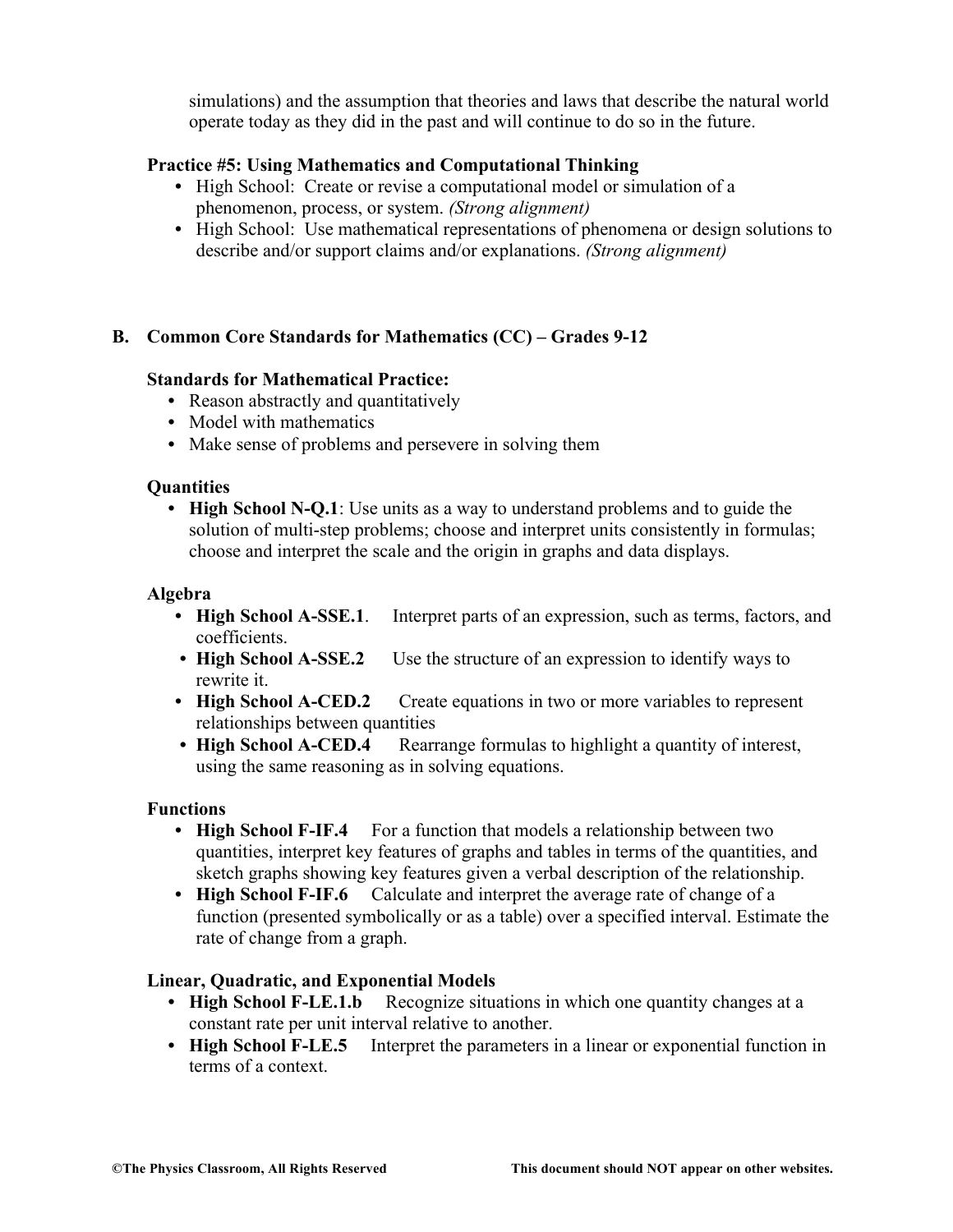simulations) and the assumption that theories and laws that describe the natural world operate today as they did in the past and will continue to do so in the future.

**Practice #5: Using Mathematics and Computational Thinking**

- High School: Create or revise a computational model or simulation of a phenomenon, process, or system. *(Strong alignment)*
- High School: Use mathematical representations of phenomena or design solutions to describe and/or support claims and/or explanations. *(Strong alignment)*

## B. Common Core Standards for Mathematics (CC) – Grades 9-12

**Standards for Mathematical Practice:**

- Reason abstractly and quantitatively
- Model with mathematics
- Make sense of problems and persevere in solving them

**Quantities**

- **High School N-Q.1**: Use units as a way to understand problems and to guide the solution of multi-step problems; choose and interpret units consistently in formulas; choose and interpret the scale and the origin in graphs and data displays.

**Algebra**

- **High School A-SSE.1**. Interpret parts of an expression, such as terms, factors, and coefficients.
- **High School A-SSE.2** Use the structure of an expression to identify ways to rewrite it.
- **High School A-CED.2** Create equations in two or more variables to represent relationships between quantities
- **High School A-CED.4** Rearrange formulas to highlight a quantity of interest, using the same reasoning as in solving equations.

**Functions**

- **High School F-IF.4** For a function that models a relationship between two quantities, interpret key features of graphs and tables in terms of the quantities, and sketch graphs showing key features given a verbal description of the relationship.
- **High School F-IF.6** Calculate and interpret the average rate of change of a function (presented symbolically or as a table) over a specified interval. Estimate the rate of change from a graph.

**Linear, Quadratic, and Exponential Models**

- **High School F-LE.1.b** Recognize situations in which one quantity changes at a constant rate per unit interval relative to another.
- **High School F-LE.5** Interpret the parameters in a linear or exponential function in terms of a context.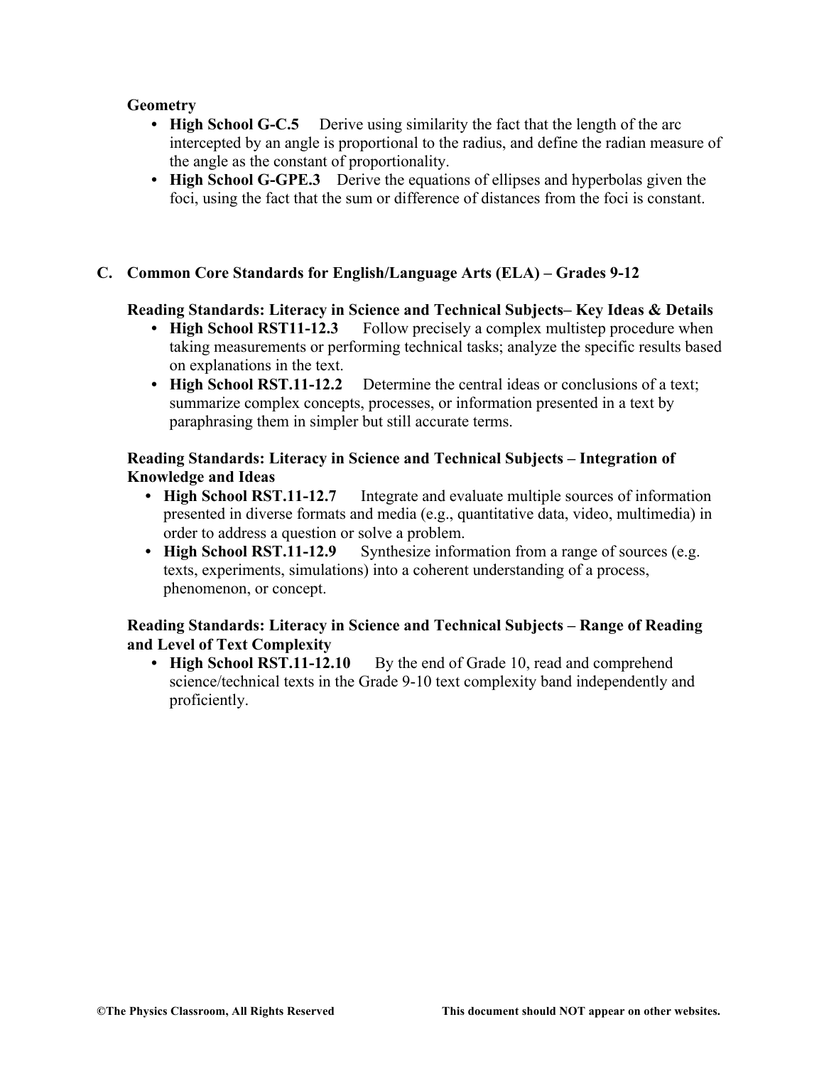**Geometry**

- **High School G-C.5** Derive using similarity the fact that the length of the arc intercepted by an angle is proportional to the radius, and define the radian measure of the angle as the constant of proportionality.
- **High School G-GPE.3** Derive the equations of ellipses and hyperbolas given the foci, using the fact that the sum or difference of distances from the foci is constant.

## C. Common Core Standards for English/Language Arts (ELA) – Grades 9-12

**Reading Standards: Literacy in Science and Technical Subjects– Key Ideas & Details**

- **High School RST11-12.3** Follow precisely a complex multistep procedure when taking measurements or performing technical tasks; analyze the specific results based on explanations in the text.
- **High School RST.11-12.2** Determine the central ideas or conclusions of a text; summarize complex concepts, processes, or information presented in a text by paraphrasing them in simpler but still accurate terms.

**Reading Standards: Literacy in Science and Technical Subjects – Integration of Knowledge and Ideas**

- **High School RST.11-12.7** Integrate and evaluate multiple sources of information presented in diverse formats and media (e.g., quantitative data, video, multimedia) in order to address a question or solve a problem.
- **High School RST.11-12.9** Synthesize information from a range of sources (e.g. texts, experiments, simulations) into a coherent understanding of a process, phenomenon, or concept.

**Reading Standards: Literacy in Science and Technical Subjects – Range of Reading and Level of Text Complexity**

- **High School RST.11-12.10** By the end of Grade 10, read and comprehend science/technical texts in the Grade 9-10 text complexity band independently and proficiently.